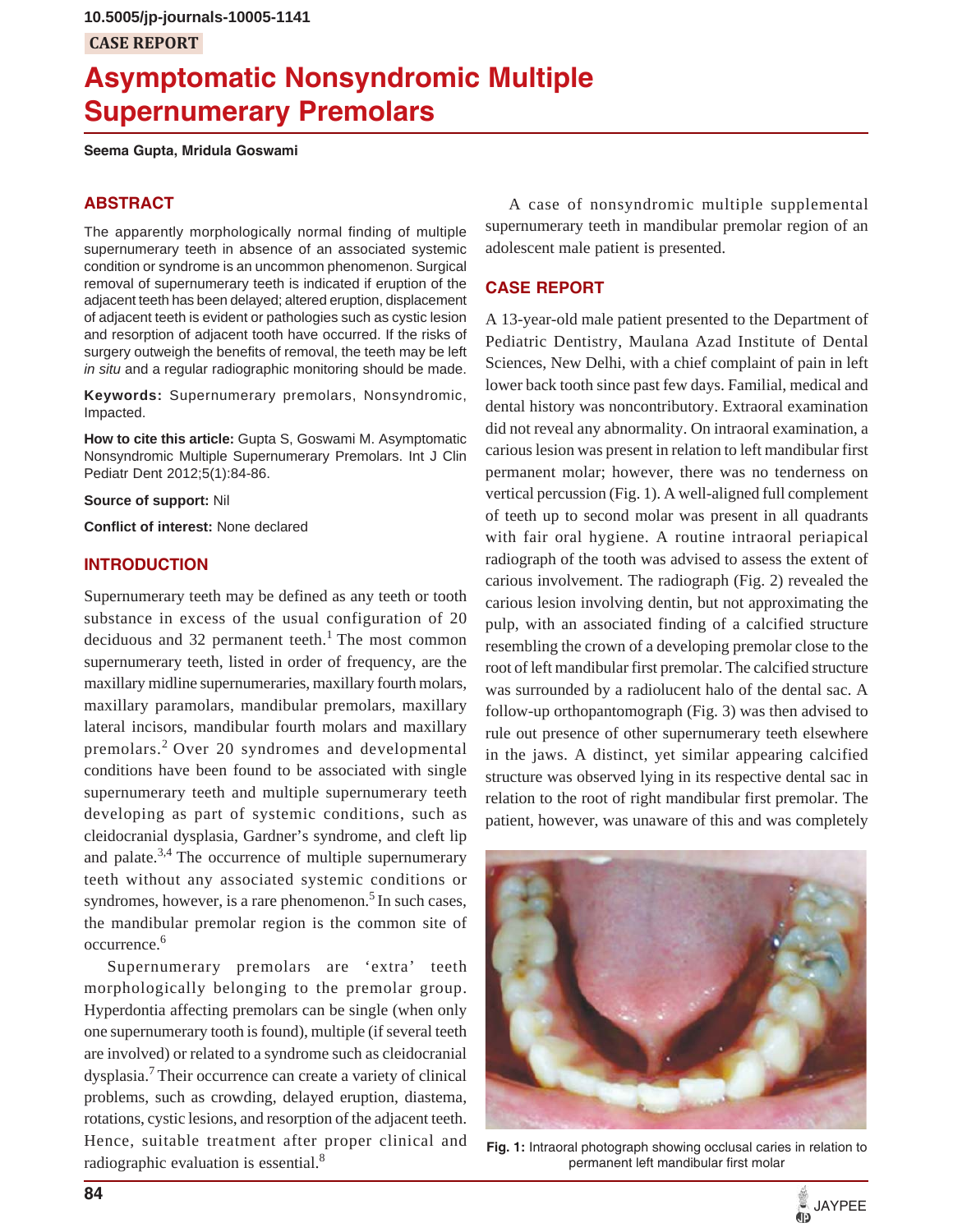10.5005/jp-journals-10005-1141

CASE REPORT

# Asymptomatic Nonsyndromic Multiple Supernumerary Premolars

**Seema Gupta, Mridula Goswami**

## ABSTRACT

The apparently morphologically normal finding of multiple supernumerary teeth in absence of an associated systemic condition or syndrome is an uncommon phenomenon. Surgical removal of supernumerary teeth is indicated if eruption of the adjacent teeth has been delayed; altered eruption, displacement of adjacent teeth is evident or pathologies such as cystic lesion and resorption of adjacent tooth have occurred. If the risks of surgery outweigh the benefits of removal, the teeth may be left *in situ* and a regular radiographic monitoring should be made.

**Keywords:** Supernumerary premolars, Nonsyndromic, Impacted.

**How to cite this article:** Gupta S, Goswami M. Asymptomatic Nonsyndromic Multiple Supernumerary Premolars. Int J Clin Pediatr Dent 2012;5(1):84-86.

**Source of support:** Nil

**Conflict of interest:** None declared

## INTRODUCTION

Supernumerary teeth may be defined as any teeth or tooth substance in excess of the usual configuration of 20 deciduous and 32 permanent teeth.[1] The most common supernumerary teeth, listed in order of frequency, are the maxillary midline supernumeraries, maxillary fourth molars, maxillary paramolars, mandibular premolars, maxillary lateral incisors, mandibular fourth molars and maxillary premolars.[2] Over 20 syndromes and developmental conditions have been found to be associated with single supernumerary teeth and multiple supernumerary teeth developing as part of systemic conditions, such as cleidocranial dysplasia, Gardner's syndrome, and cleft lip and palate.[3,4] The occurrence of multiple supernumerary teeth without any associated systemic conditions or syndromes, however, is a rare phenomenon.[5] In such cases, the mandibular premolar region is the common site of occurrence.[6]

Supernumerary premolars are 'extra' teeth morphologically belonging to the premolar group. Hyperdontia affecting premolars can be single (when only one supernumerary tooth is found), multiple (if several teeth are involved) or related to a syndrome such as cleidocranial dysplasia.[7] Their occurrence can create a variety of clinical problems, such as crowding, delayed eruption, diastema, rotations, cystic lesions, and resorption of the adjacent teeth. Hence, suitable treatment after proper clinical and radiographic evaluation is essential.[8]

A case of nonsyndromic multiple supplemental supernumerary teeth in mandibular premolar region of an adolescent male patient is presented.

## CASE REPORT

A 13-year-old male patient presented to the Department of Pediatric Dentistry, Maulana Azad Institute of Dental Sciences, New Delhi, with a chief complaint of pain in left lower back tooth since past few days. Familial, medical and dental history was noncontributory. Extraoral examination did not reveal any abnormality. On intraoral examination, a carious lesion was present in relation to left mandibular first permanent molar; however, there was no tenderness on vertical percussion (Fig. 1). A well-aligned full complement of teeth up to second molar was present in all quadrants with fair oral hygiene. A routine intraoral periapical radiograph of the tooth was advised to assess the extent of carious involvement. The radiograph (Fig. 2) revealed the carious lesion involving dentin, but not approximating the pulp, with an associated finding of a calcified structure resembling the crown of a developing premolar close to the root of left mandibular first premolar. The calcified structure was surrounded by a radiolucent halo of the dental sac. A follow-up orthopantomograph (Fig. 3) was then advised to rule out presence of other supernumerary teeth elsewhere in the jaws. A distinct, yet similar appearing calcified structure was observed lying in its respective dental sac in relation to the root of right mandibular first premolar. The patient, however, was unaware of this and was completely

**Fig. 1:** Intraoral photograph showing occlusal caries in relation to permanent left mandibular first molar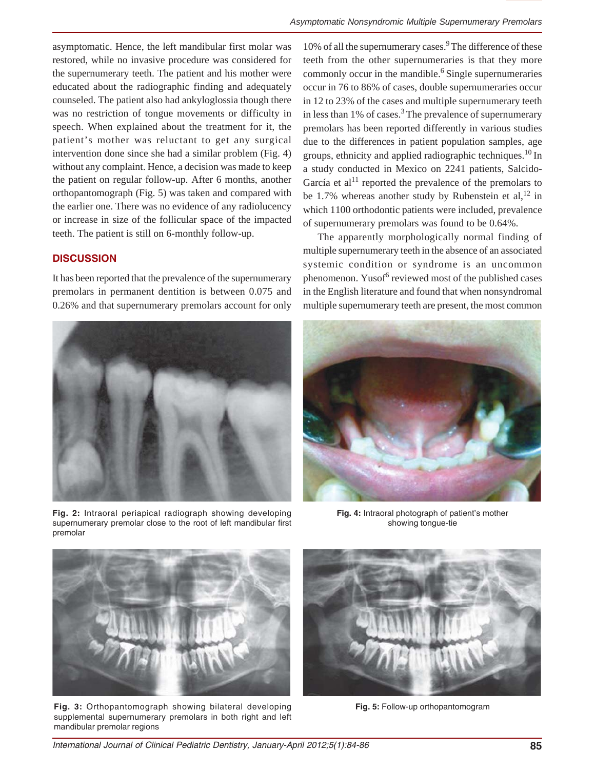asymptomatic. Hence, the left mandibular first molar was restored, while no invasive procedure was considered for the supernumerary teeth. The patient and his mother were educated about the radiographic finding and adequately counseled. The patient also had ankyloglossia though there was no restriction of tongue movements or difficulty in speech. When explained about the treatment for it, the patient's mother was reluctant to get any surgical intervention done since she had a similar problem (Fig. 4) without any complaint. Hence, a decision was made to keep the patient on regular follow-up. After 6 months, another orthopantomograph (Fig. 5) was taken and compared with the earlier one. There was no evidence of any radiolucency or increase in size of the follicular space of the impacted teeth. The patient is still on 6-monthly follow-up.

## DISCUSSION

It has been reported that the prevalence of the supernumerary premolars in permanent dentition is between 0.075 and 0.26% and that supernumerary premolars account for only 10% of all the supernumerary cases.[9] The difference of these teeth from the other supernumeraries is that they more commonly occur in the mandible.[6] Single supernumeraries occur in 76 to 86% of cases, double supernumeraries occur in 12 to 23% of the cases and multiple supernumerary teeth in less than 1% of cases.[3] The prevalence of supernumerary premolars has been reported differently in various studies due to the differences in patient population samples, age groups, ethnicity and applied radiographic techniques.[10] In a study conducted in Mexico on 2241 patients, Salcido-García et al[11] reported the prevalence of the premolars to be 1.7% whereas another study by Rubenstein et al,[12] in which 1100 orthodontic patients were included, prevalence of supernumerary premolars was found to be 0.64%.

The apparently morphologically normal finding of multiple supernumerary teeth in the absence of an associated systemic condition or syndrome is an uncommon phenomenon. Yusof[6] reviewed most of the published cases in the English literature and found that when nonsyndromal multiple supernumerary teeth are present, the most common

**Fig. 2:** Intraoral periapical radiograph showing developing supernumerary premolar close to the root of left mandibular first premolar

**Fig. 4:** Intraoral photograph of patient's mother showing tongue-tie

**Fig. 3:** Orthopantomograph showing bilateral developing supplemental supernumerary premolars in both right and left mandibular premolar regions

**Fig. 5:** Follow-up orthopantomogram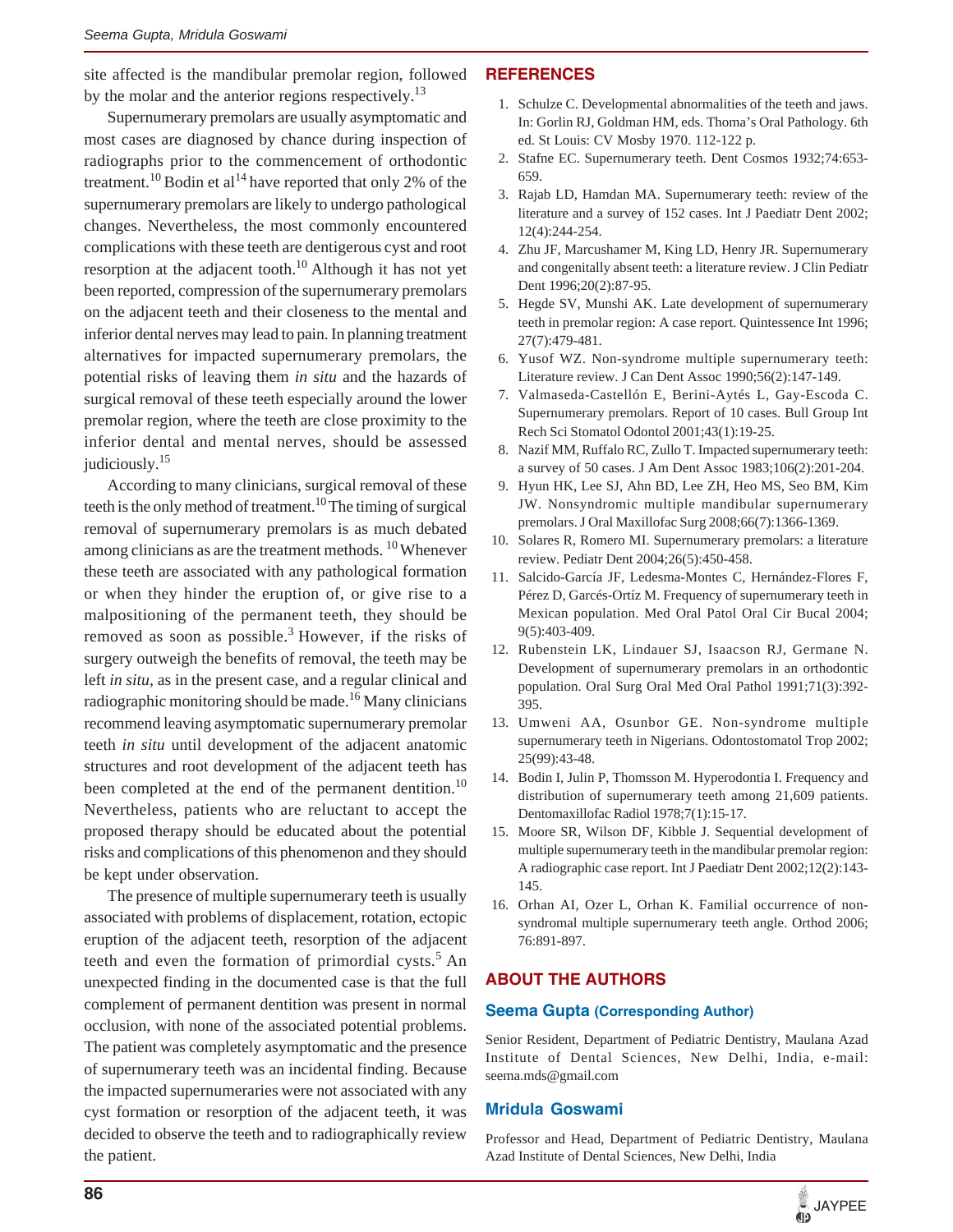site affected is the mandibular premolar region, followed by the molar and the anterior regions respectively.[13]

Supernumerary premolars are usually asymptomatic and most cases are diagnosed by chance during inspection of radiographs prior to the commencement of orthodontic treatment.[10] Bodin et al[14] have reported that only 2% of the supernumerary premolars are likely to undergo pathological changes. Nevertheless, the most commonly encountered complications with these teeth are dentigerous cyst and root resorption at the adjacent tooth.[10] Although it has not yet been reported, compression of the supernumerary premolars on the adjacent teeth and their closeness to the mental and inferior dental nerves may lead to pain. In planning treatment alternatives for impacted supernumerary premolars, the potential risks of leaving them *in situ* and the hazards of surgical removal of these teeth especially around the lower premolar region, where the teeth are close proximity to the inferior dental and mental nerves, should be assessed judiciously.[15]

According to many clinicians, surgical removal of these teeth is the only method of treatment.[10] The timing of surgical removal of supernumerary premolars is as much debated among clinicians as are the treatment methods. [10] Whenever these teeth are associated with any pathological formation or when they hinder the eruption of, or give rise to a malpositioning of the permanent teeth, they should be removed as soon as possible.[3] However, if the risks of surgery outweigh the benefits of removal, the teeth may be left *in situ*, as in the present case, and a regular clinical and radiographic monitoring should be made.[16] Many clinicians recommend leaving asymptomatic supernumerary premolar teeth *in situ* until development of the adjacent anatomic structures and root development of the adjacent teeth has been completed at the end of the permanent dentition.[10] Nevertheless, patients who are reluctant to accept the proposed therapy should be educated about the potential risks and complications of this phenomenon and they should be kept under observation.

The presence of multiple supernumerary teeth is usually associated with problems of displacement, rotation, ectopic eruption of the adjacent teeth, resorption of the adjacent teeth and even the formation of primordial cysts.[5] An unexpected finding in the documented case is that the full complement of permanent dentition was present in normal occlusion, with none of the associated potential problems. The patient was completely asymptomatic and the presence of supernumerary teeth was an incidental finding. Because the impacted supernumeraries were not associated with any cyst formation or resorption of the adjacent teeth, it was decided to observe the teeth and to radiographically review the patient.

## REFERENCES

1. Schulze C. Developmental abnormalities of the teeth and jaws. In: Gorlin RJ, Goldman HM, eds. Thoma's Oral Pathology. 6th ed. St Louis: CV Mosby 1970. 112-122 p.
2. Stafne EC. Supernumerary teeth. Dent Cosmos 1932;74:653-659.
3. Rajab LD, Hamdan MA. Supernumerary teeth: review of the literature and a survey of 152 cases. Int J Paediatr Dent 2002; 12(4):244-254.
4. Zhu JF, Marcushamer M, King LD, Henry JR. Supernumerary and congenitally absent teeth: a literature review. J Clin Pediatr Dent 1996;20(2):87-95.
5. Hegde SV, Munshi AK. Late development of supernumerary teeth in premolar region: A case report. Quintessence Int 1996; 27(7):479-481.
6. Yusof WZ. Non-syndrome multiple supernumerary teeth: Literature review. J Can Dent Assoc 1990;56(2):147-149.
7. Valmaseda-Castellón E, Berini-Aytés L, Gay-Escoda C. Supernumerary premolars. Report of 10 cases. Bull Group Int Rech Sci Stomatol Odontol 2001;43(1):19-25.
8. Nazif MM, Ruffalo RC, Zullo T. Impacted supernumerary teeth: a survey of 50 cases. J Am Dent Assoc 1983;106(2):201-204.
9. Hyun HK, Lee SJ, Ahn BD, Lee ZH, Heo MS, Seo BM, Kim JW. Nonsyndromic multiple mandibular supernumerary premolars. J Oral Maxillofac Surg 2008;66(7):1366-1369.
10. Solares R, Romero MI. Supernumerary premolars: a literature review. Pediatr Dent 2004;26(5):450-458.
11. Salcido-García JF, Ledesma-Montes C, Hernández-Flores F, Pérez D, Garcés-Ortíz M. Frequency of supernumerary teeth in Mexican population. Med Oral Patol Oral Cir Bucal 2004; 9(5):403-409.
12. Rubenstein LK, Lindauer SJ, Isaacson RJ, Germane N. Development of supernumerary premolars in an orthodontic population. Oral Surg Oral Med Oral Pathol 1991;71(3):392-395.
13. Umweni AA, Osunbor GE. Non-syndrome multiple supernumerary teeth in Nigerians. Odontostomatol Trop 2002; 25(99):43-48.
14. Bodin I, Julin P, Thomsson M. Hyperodontia I. Frequency and distribution of supernumerary teeth among 21,609 patients. Dentomaxillofac Radiol 1978;7(1):15-17.
15. Moore SR, Wilson DF, Kibble J. Sequential development of multiple supernumerary teeth in the mandibular premolar region: A radiographic case report. Int J Paediatr Dent 2002;12(2):143-145.
16. Orhan AI, Ozer L, Orhan K. Familial occurrence of non-syndromal multiple supernumerary teeth angle. Orthod 2006; 76:891-897.

## ABOUT THE AUTHORS

### Seema Gupta (Corresponding Author)

Senior Resident, Department of Pediatric Dentistry, Maulana Azad Institute of Dental Sciences, New Delhi, India, e-mail: seema.mds@gmail.com

### Mridula Goswami

Professor and Head, Department of Pediatric Dentistry, Maulana Azad Institute of Dental Sciences, New Delhi, India